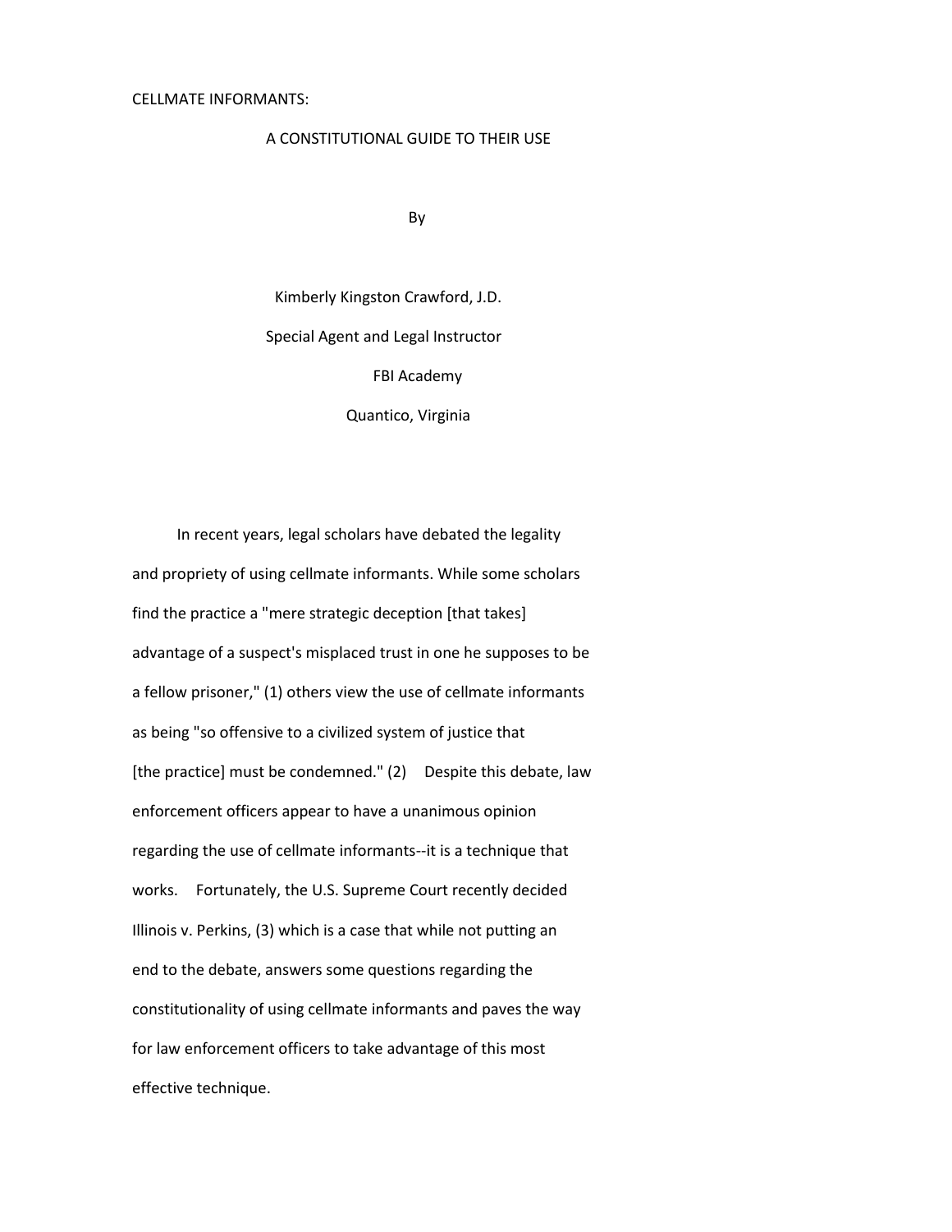CELLMATE INFORMANTS:

A CONSTITUTIONAL GUIDE TO THEIR USE

By

Kimberly Kingston Crawford, J.D.

Special Agent and Legal Instructor

FBI Academy

Quantico, Virginia

In recent years, legal scholars have debated the legality and propriety of using cellmate informants. While some scholars find the practice a "mere strategic deception [that takes] advantage of a suspect's misplaced trust in one he supposes to be a fellow prisoner," (1) others view the use of cellmate informants as being "so offensive to a civilized system of justice that [the practice] must be condemned." (2) Despite this debate, law enforcement officers appear to have a unanimous opinion regarding the use of cellmate informants--it is a technique that works. Fortunately, the U.S. Supreme Court recently decided Illinois v. Perkins, (3) which is a case that while not putting an end to the debate, answers some questions regarding the constitutionality of using cellmate informants and paves the way for law enforcement officers to take advantage of this most effective technique.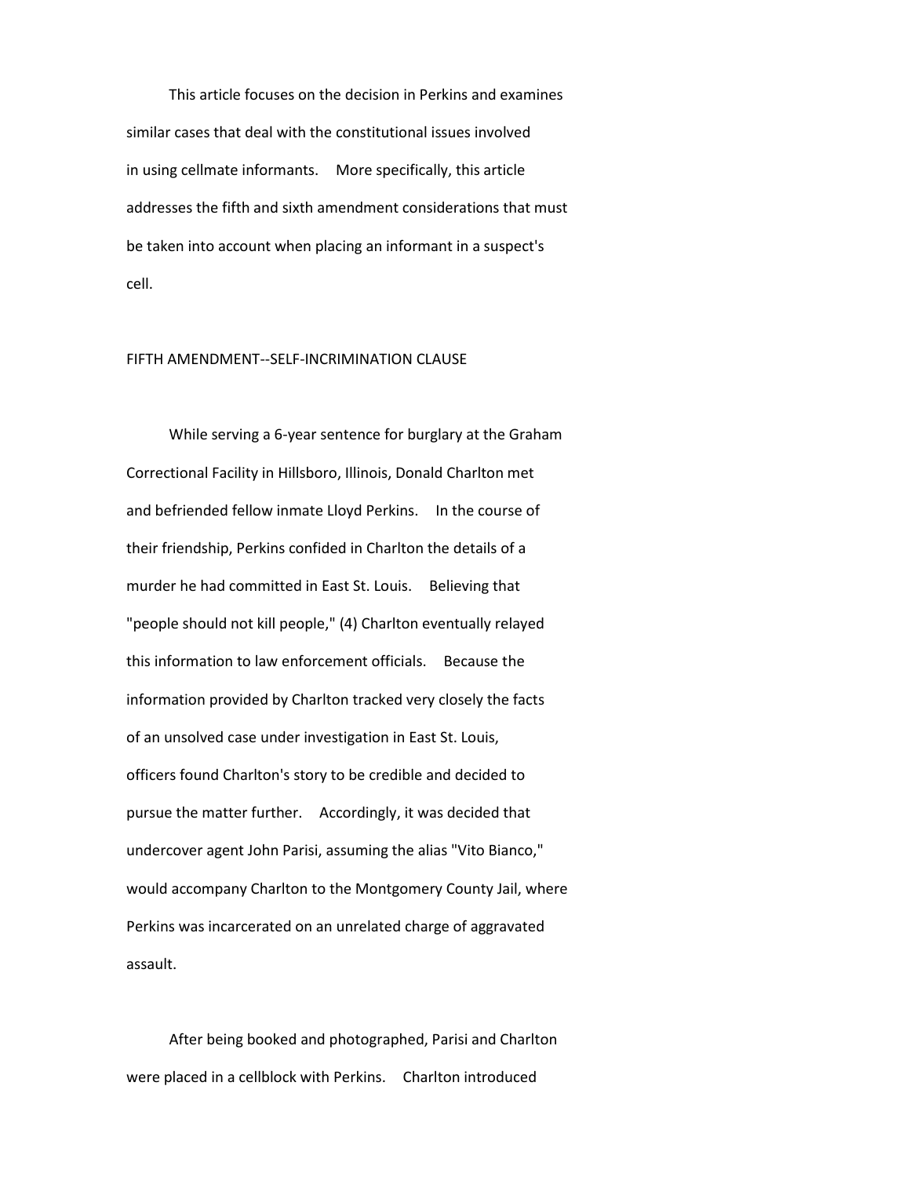This article focuses on the decision in Perkins and examines similar cases that deal with the constitutional issues involved in using cellmate informants. More specifically, this article addresses the fifth and sixth amendment considerations that must be taken into account when placing an informant in a suspect's cell.

## FIFTH AMENDMENT--SELF-INCRIMINATION CLAUSE

While serving a 6-year sentence for burglary at the Graham Correctional Facility in Hillsboro, Illinois, Donald Charlton met and befriended fellow inmate Lloyd Perkins. In the course of their friendship, Perkins confided in Charlton the details of a murder he had committed in East St. Louis. Believing that "people should not kill people," (4) Charlton eventually relayed this information to law enforcement officials. Because the information provided by Charlton tracked very closely the facts of an unsolved case under investigation in East St. Louis, officers found Charlton's story to be credible and decided to pursue the matter further. Accordingly, it was decided that undercover agent John Parisi, assuming the alias "Vito Bianco," would accompany Charlton to the Montgomery County Jail, where Perkins was incarcerated on an unrelated charge of aggravated assault.

After being booked and photographed, Parisi and Charlton were placed in a cellblock with Perkins. Charlton introduced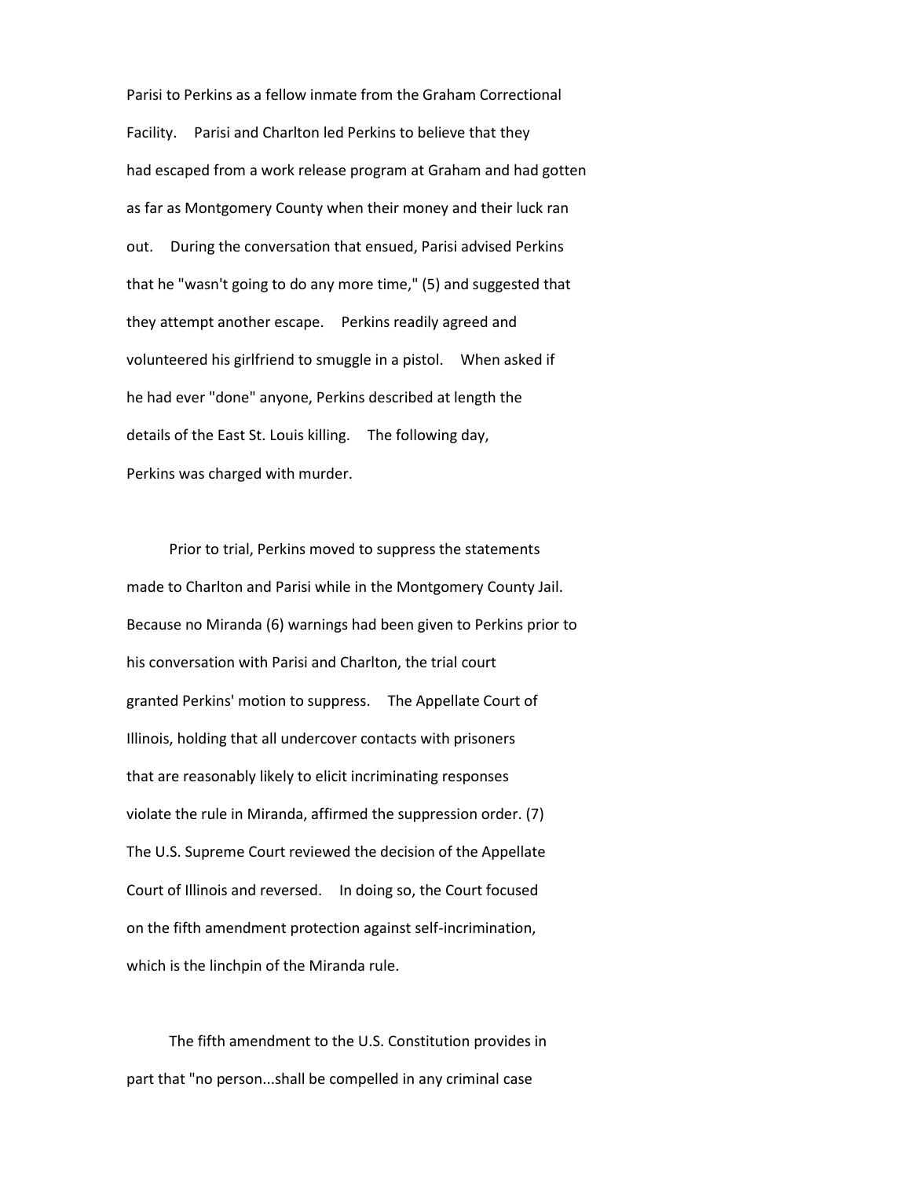Parisi to Perkins as a fellow inmate from the Graham Correctional Facility. Parisi and Charlton led Perkins to believe that they had escaped from a work release program at Graham and had gotten as far as Montgomery County when their money and their luck ran out. During the conversation that ensued, Parisi advised Perkins that he "wasn't going to do any more time," (5) and suggested that they attempt another escape. Perkins readily agreed and volunteered his girlfriend to smuggle in a pistol. When asked if he had ever "done" anyone, Perkins described at length the details of the East St. Louis killing. The following day, Perkins was charged with murder.

Prior to trial, Perkins moved to suppress the statements made to Charlton and Parisi while in the Montgomery County Jail. Because no Miranda (6) warnings had been given to Perkins prior to his conversation with Parisi and Charlton, the trial court granted Perkins' motion to suppress. The Appellate Court of Illinois, holding that all undercover contacts with prisoners that are reasonably likely to elicit incriminating responses violate the rule in Miranda, affirmed the suppression order. (7) The U.S. Supreme Court reviewed the decision of the Appellate Court of Illinois and reversed. In doing so, the Court focused on the fifth amendment protection against self-incrimination, which is the linchpin of the Miranda rule.

The fifth amendment to the U.S. Constitution provides in part that "no person...shall be compelled in any criminal case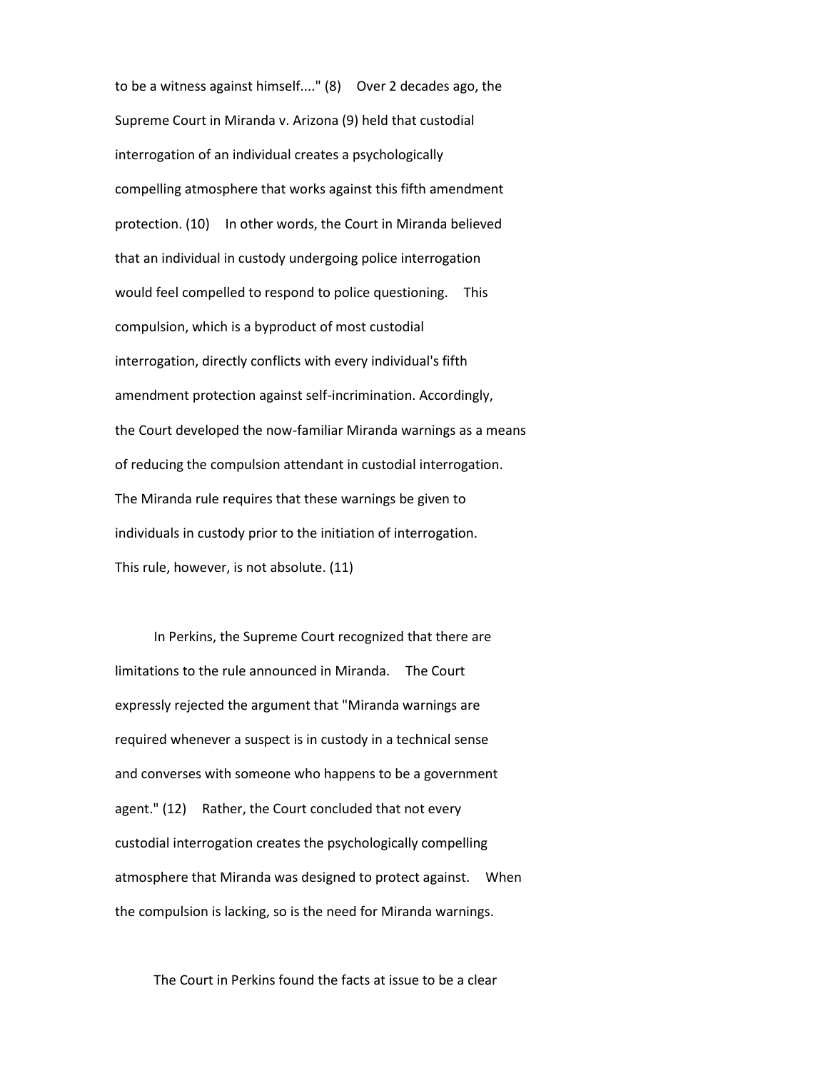to be a witness against himself...." (8) Over 2 decades ago, the Supreme Court in Miranda v. Arizona (9) held that custodial interrogation of an individual creates a psychologically compelling atmosphere that works against this fifth amendment protection. (10) In other words, the Court in Miranda believed that an individual in custody undergoing police interrogation would feel compelled to respond to police questioning. This compulsion, which is a byproduct of most custodial interrogation, directly conflicts with every individual's fifth amendment protection against self-incrimination. Accordingly, the Court developed the now-familiar Miranda warnings as a means of reducing the compulsion attendant in custodial interrogation. The Miranda rule requires that these warnings be given to individuals in custody prior to the initiation of interrogation. This rule, however, is not absolute. (11)

In Perkins, the Supreme Court recognized that there are limitations to the rule announced in Miranda. The Court expressly rejected the argument that "Miranda warnings are required whenever a suspect is in custody in a technical sense and converses with someone who happens to be a government agent." (12) Rather, the Court concluded that not every custodial interrogation creates the psychologically compelling atmosphere that Miranda was designed to protect against. When the compulsion is lacking, so is the need for Miranda warnings.

The Court in Perkins found the facts at issue to be a clear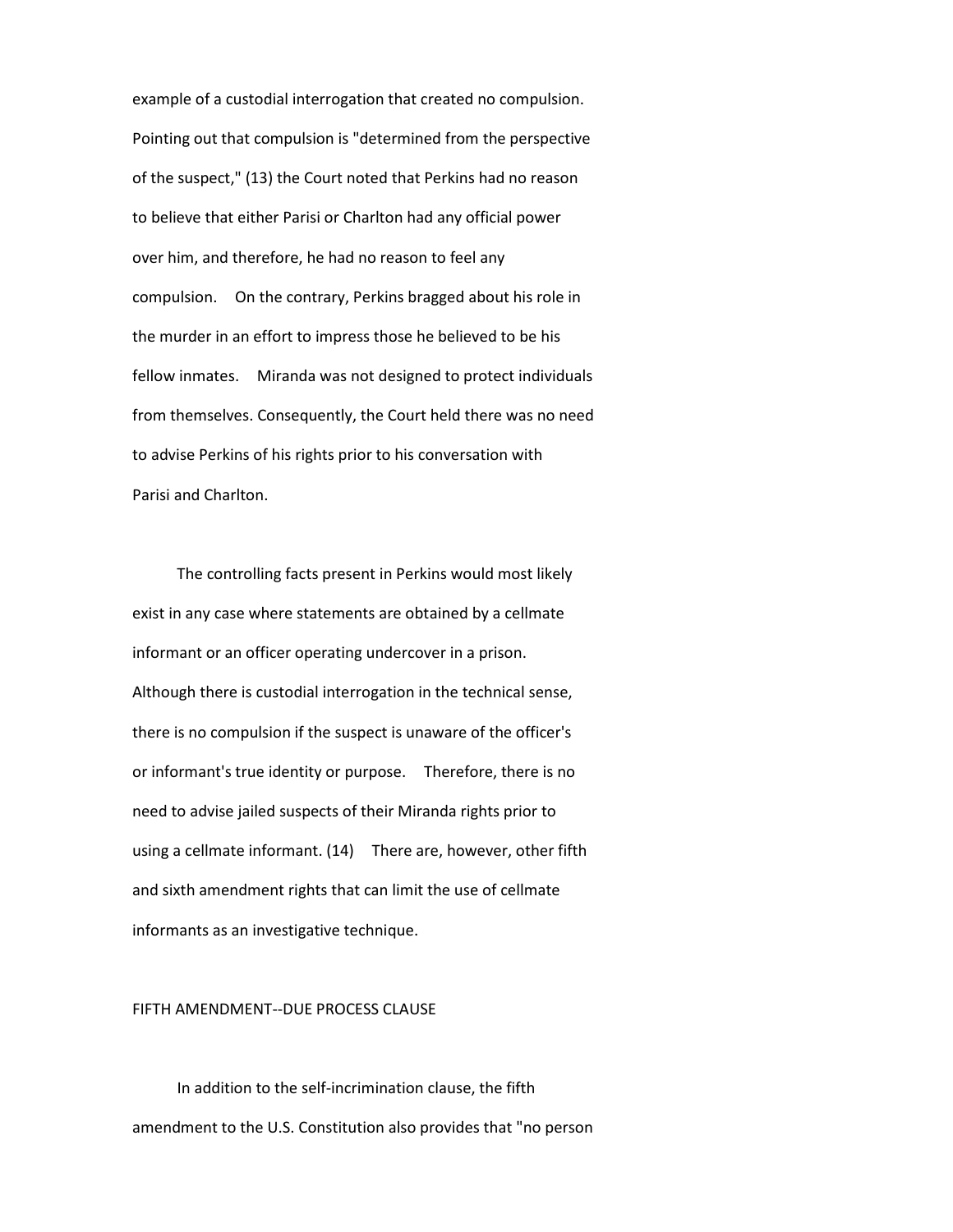example of a custodial interrogation that created no compulsion. Pointing out that compulsion is "determined from the perspective of the suspect," (13) the Court noted that Perkins had no reason to believe that either Parisi or Charlton had any official power over him, and therefore, he had no reason to feel any compulsion. On the contrary, Perkins bragged about his role in the murder in an effort to impress those he believed to be his fellow inmates. Miranda was not designed to protect individuals from themselves. Consequently, the Court held there was no need to advise Perkins of his rights prior to his conversation with Parisi and Charlton.

The controlling facts present in Perkins would most likely exist in any case where statements are obtained by a cellmate informant or an officer operating undercover in a prison. Although there is custodial interrogation in the technical sense, there is no compulsion if the suspect is unaware of the officer's or informant's true identity or purpose. Therefore, there is no need to advise jailed suspects of their Miranda rights prior to using a cellmate informant. (14) There are, however, other fifth and sixth amendment rights that can limit the use of cellmate informants as an investigative technique.

## FIFTH AMENDMENT--DUE PROCESS CLAUSE

In addition to the self-incrimination clause, the fifth amendment to the U.S. Constitution also provides that "no person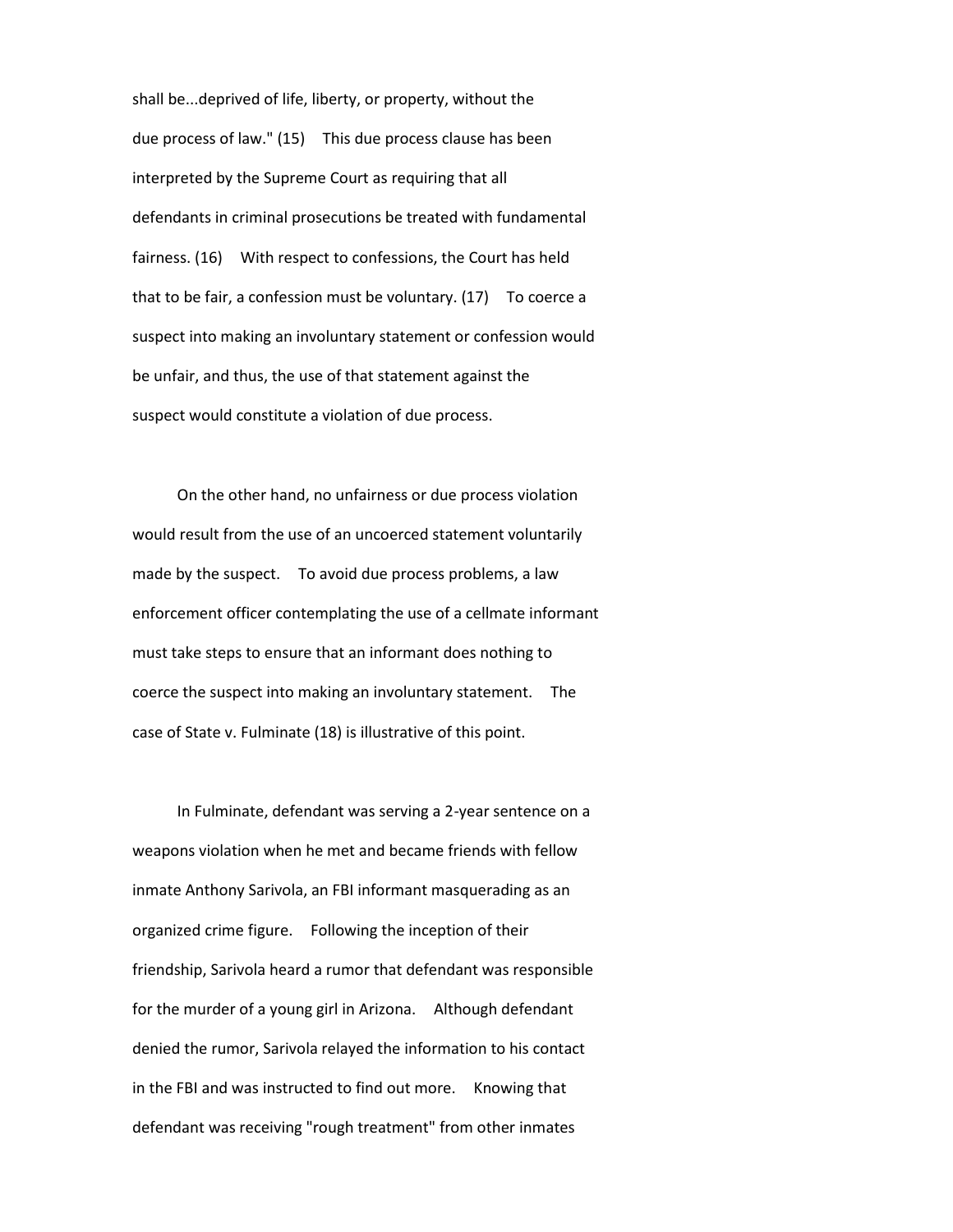shall be...deprived of life, liberty, or property, without the due process of law." (15) This due process clause has been interpreted by the Supreme Court as requiring that all defendants in criminal prosecutions be treated with fundamental fairness. (16) With respect to confessions, the Court has held that to be fair, a confession must be voluntary. (17) To coerce a suspect into making an involuntary statement or confession would be unfair, and thus, the use of that statement against the suspect would constitute a violation of due process.

On the other hand, no unfairness or due process violation would result from the use of an uncoerced statement voluntarily made by the suspect. To avoid due process problems, a law enforcement officer contemplating the use of a cellmate informant must take steps to ensure that an informant does nothing to coerce the suspect into making an involuntary statement. The case of State v. Fulminate (18) is illustrative of this point.

In Fulminate, defendant was serving a 2-year sentence on a weapons violation when he met and became friends with fellow inmate Anthony Sarivola, an FBI informant masquerading as an organized crime figure. Following the inception of their friendship, Sarivola heard a rumor that defendant was responsible for the murder of a young girl in Arizona. Although defendant denied the rumor, Sarivola relayed the information to his contact in the FBI and was instructed to find out more. Knowing that defendant was receiving "rough treatment" from other inmates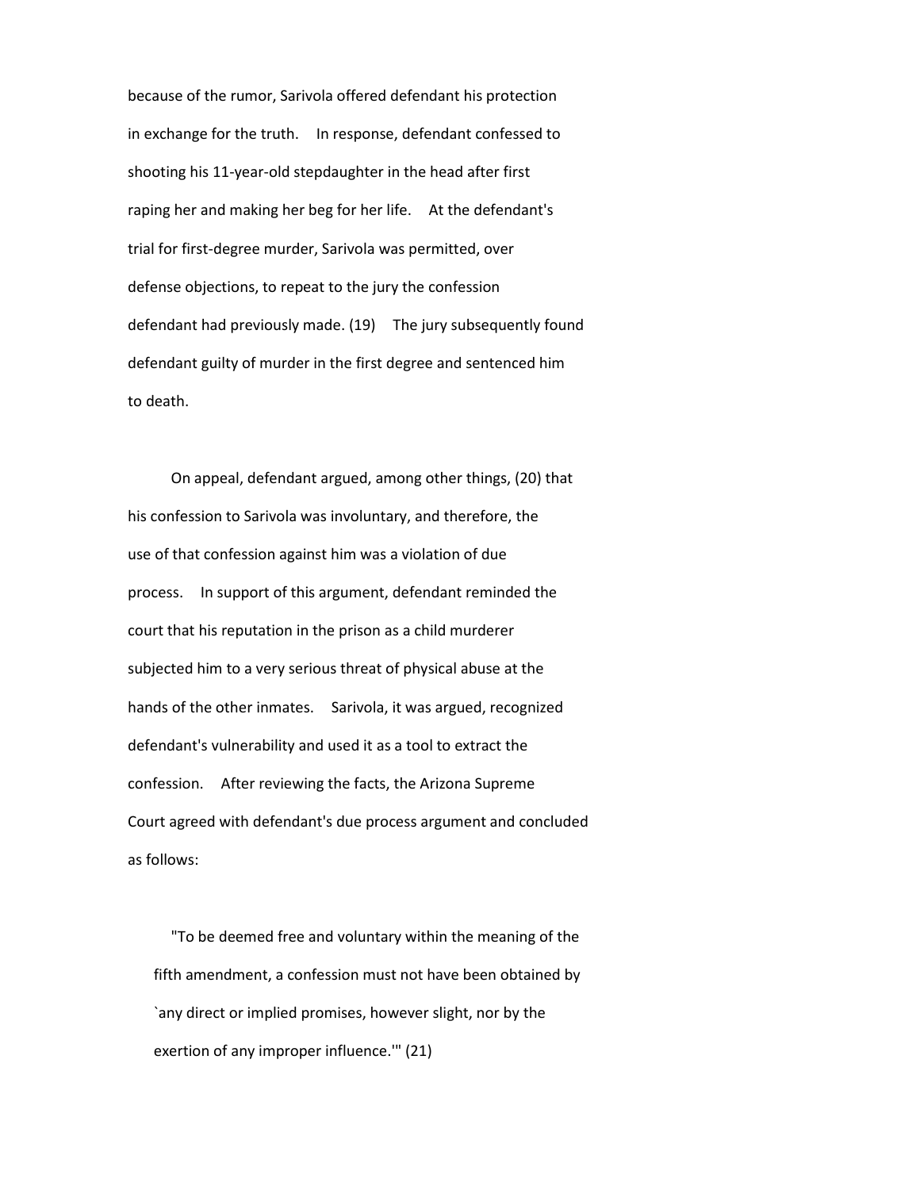because of the rumor, Sarivola offered defendant his protection in exchange for the truth. In response, defendant confessed to shooting his 11-year-old stepdaughter in the head after first raping her and making her beg for her life. At the defendant's trial for first-degree murder, Sarivola was permitted, over defense objections, to repeat to the jury the confession defendant had previously made. (19) The jury subsequently found defendant guilty of murder in the first degree and sentenced him to death.

On appeal, defendant argued, among other things, (20) that his confession to Sarivola was involuntary, and therefore, the use of that confession against him was a violation of due process. In support of this argument, defendant reminded the court that his reputation in the prison as a child murderer subjected him to a very serious threat of physical abuse at the hands of the other inmates. Sarivola, it was argued, recognized defendant's vulnerability and used it as a tool to extract the confession. After reviewing the facts, the Arizona Supreme Court agreed with defendant's due process argument and concluded as follows:

> "To be deemed free and voluntary within the meaning of the fifth amendment, a confession must not have been obtained by `any direct or implied promises, however slight, nor by the exertion of any improper influence.'" (21)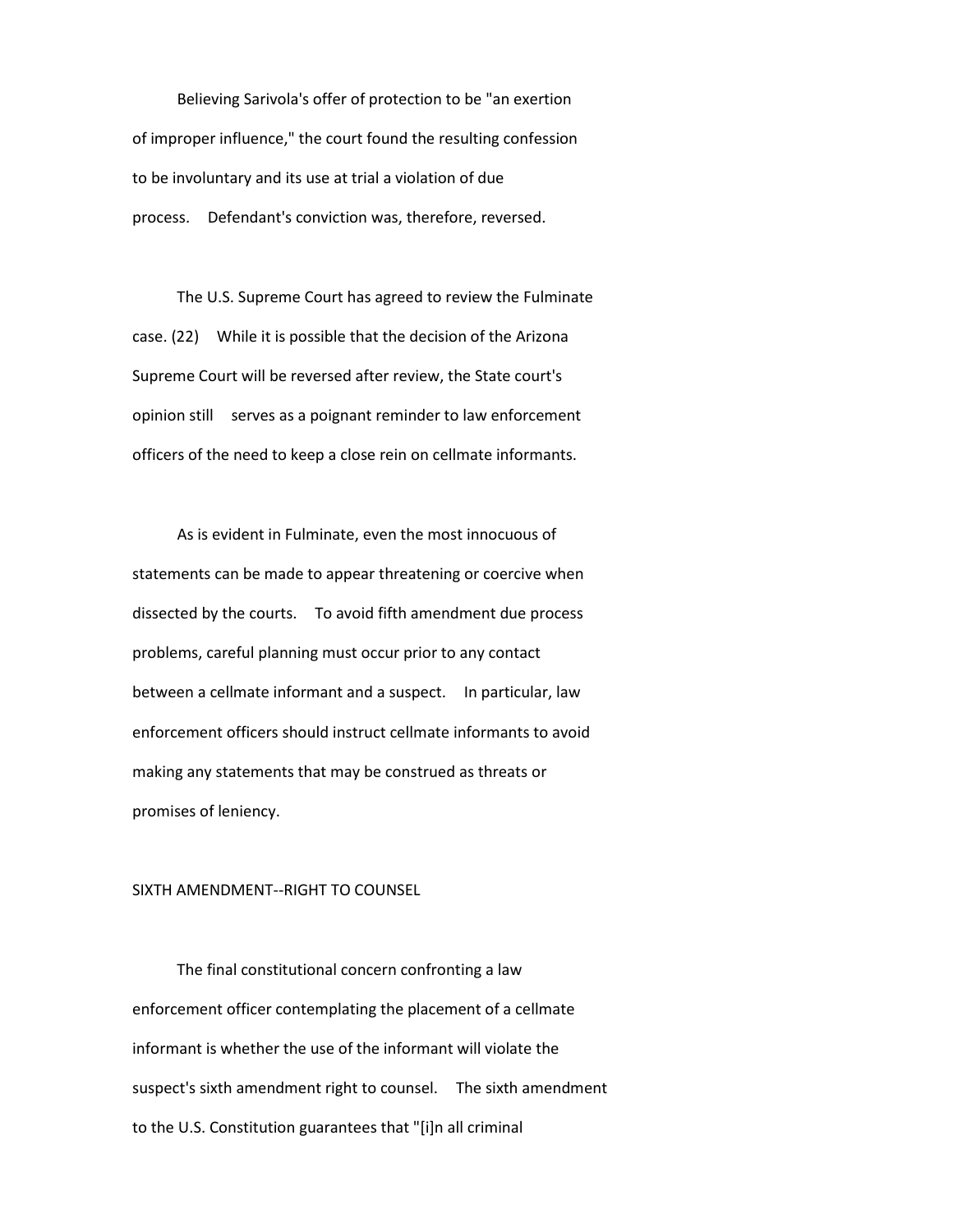Believing Sarivola's offer of protection to be "an exertion of improper influence," the court found the resulting confession to be involuntary and its use at trial a violation of due process. Defendant's conviction was, therefore, reversed.

The U.S. Supreme Court has agreed to review the Fulminate case. (22) While it is possible that the decision of the Arizona Supreme Court will be reversed after review, the State court's opinion still serves as a poignant reminder to law enforcement officers of the need to keep a close rein on cellmate informants.

As is evident in Fulminate, even the most innocuous of statements can be made to appear threatening or coercive when dissected by the courts. To avoid fifth amendment due process problems, careful planning must occur prior to any contact between a cellmate informant and a suspect. In particular, law enforcement officers should instruct cellmate informants to avoid making any statements that may be construed as threats or promises of leniency.

## SIXTH AMENDMENT--RIGHT TO COUNSEL

The final constitutional concern confronting a law enforcement officer contemplating the placement of a cellmate informant is whether the use of the informant will violate the suspect's sixth amendment right to counsel. The sixth amendment to the U.S. Constitution guarantees that "[i]n all criminal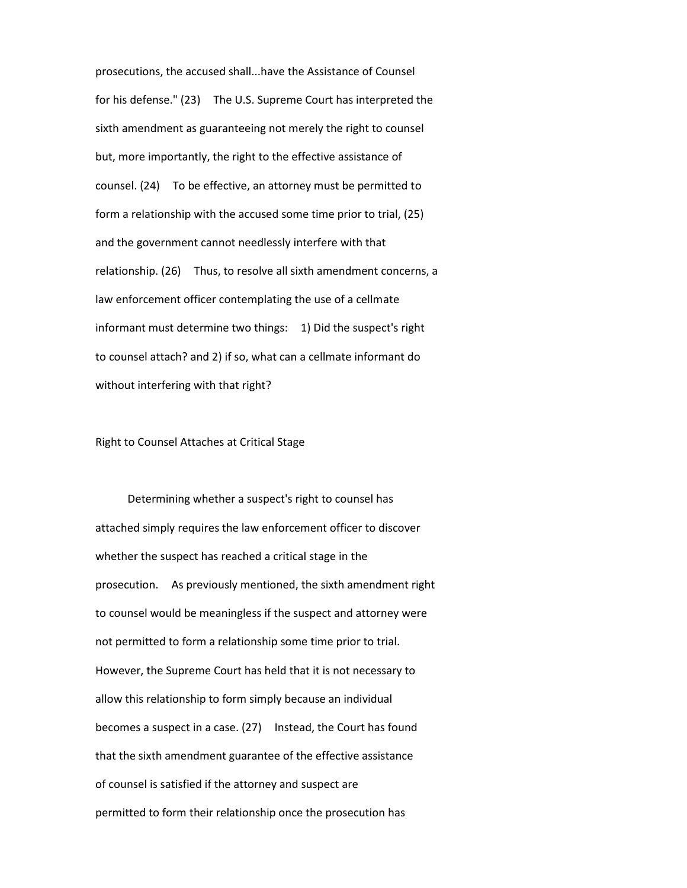prosecutions, the accused shall...have the Assistance of Counsel for his defense." (23) The U.S. Supreme Court has interpreted the sixth amendment as guaranteeing not merely the right to counsel but, more importantly, the right to the effective assistance of counsel. (24) To be effective, an attorney must be permitted to form a relationship with the accused some time prior to trial, (25) and the government cannot needlessly interfere with that relationship. (26) Thus, to resolve all sixth amendment concerns, a law enforcement officer contemplating the use of a cellmate informant must determine two things: 1) Did the suspect's right to counsel attach? and 2) if so, what can a cellmate informant do without interfering with that right?

## Right to Counsel Attaches at Critical Stage

Determining whether a suspect's right to counsel has attached simply requires the law enforcement officer to discover whether the suspect has reached a critical stage in the prosecution. As previously mentioned, the sixth amendment right to counsel would be meaningless if the suspect and attorney were not permitted to form a relationship some time prior to trial. However, the Supreme Court has held that it is not necessary to allow this relationship to form simply because an individual becomes a suspect in a case. (27) Instead, the Court has found that the sixth amendment guarantee of the effective assistance of counsel is satisfied if the attorney and suspect are permitted to form their relationship once the prosecution has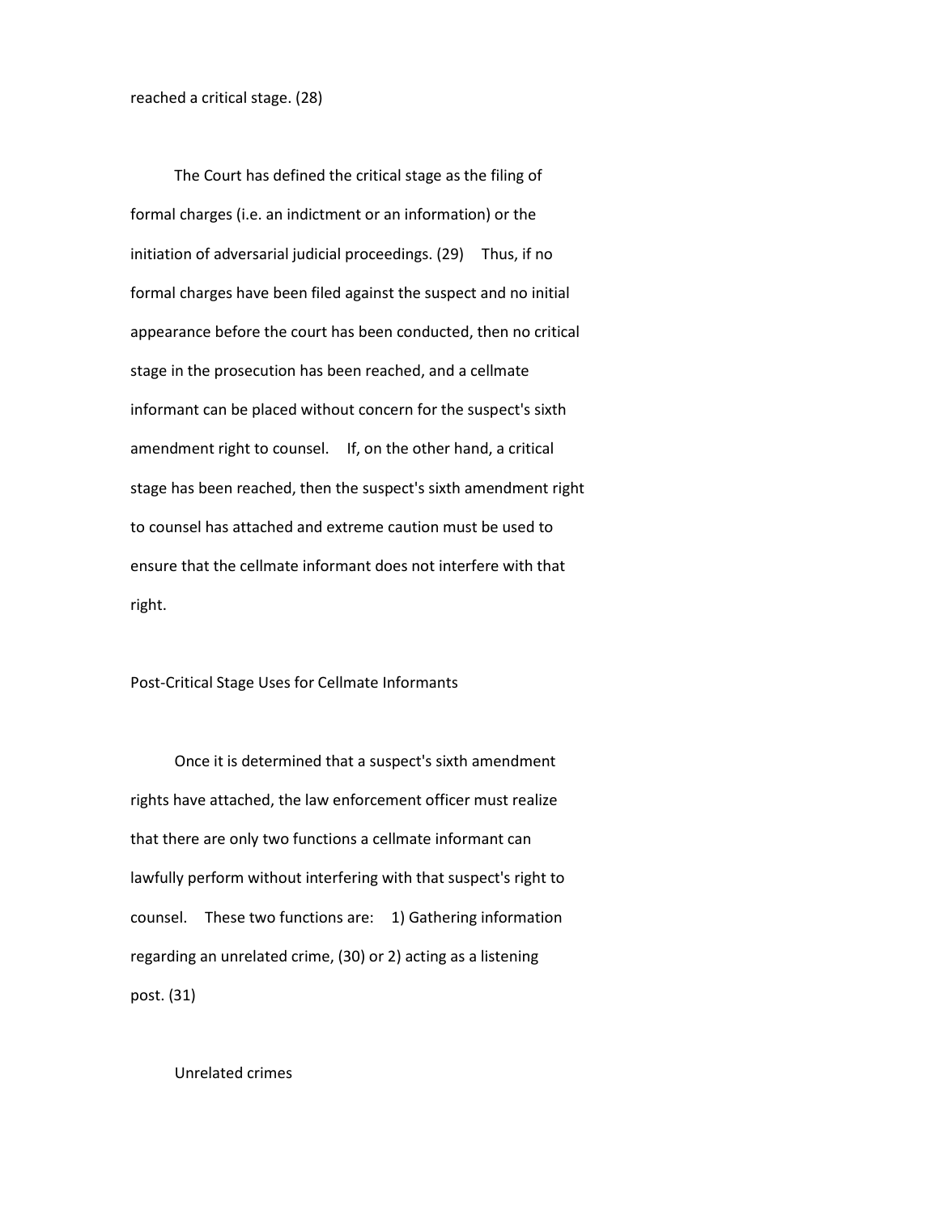reached a critical stage. (28)

The Court has defined the critical stage as the filing of formal charges (i.e. an indictment or an information) or the initiation of adversarial judicial proceedings. (29) Thus, if no formal charges have been filed against the suspect and no initial appearance before the court has been conducted, then no critical stage in the prosecution has been reached, and a cellmate informant can be placed without concern for the suspect's sixth amendment right to counsel. If, on the other hand, a critical stage has been reached, then the suspect's sixth amendment right to counsel has attached and extreme caution must be used to ensure that the cellmate informant does not interfere with that right.

## Post-Critical Stage Uses for Cellmate Informants

Once it is determined that a suspect's sixth amendment rights have attached, the law enforcement officer must realize that there are only two functions a cellmate informant can lawfully perform without interfering with that suspect's right to counsel. These two functions are: 1) Gathering information regarding an unrelated crime, (30) or 2) acting as a listening post. (31)

### Unrelated crimes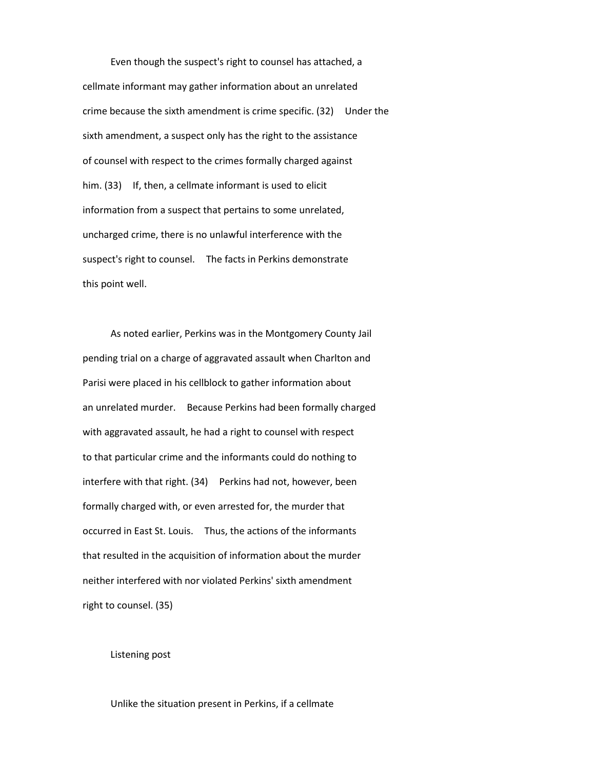Even though the suspect's right to counsel has attached, a cellmate informant may gather information about an unrelated crime because the sixth amendment is crime specific. (32) Under the sixth amendment, a suspect only has the right to the assistance of counsel with respect to the crimes formally charged against him. (33) If, then, a cellmate informant is used to elicit information from a suspect that pertains to some unrelated, uncharged crime, there is no unlawful interference with the suspect's right to counsel. The facts in Perkins demonstrate this point well.

As noted earlier, Perkins was in the Montgomery County Jail pending trial on a charge of aggravated assault when Charlton and Parisi were placed in his cellblock to gather information about an unrelated murder. Because Perkins had been formally charged with aggravated assault, he had a right to counsel with respect to that particular crime and the informants could do nothing to interfere with that right. (34) Perkins had not, however, been formally charged with, or even arrested for, the murder that occurred in East St. Louis. Thus, the actions of the informants that resulted in the acquisition of information about the murder neither interfered with nor violated Perkins' sixth amendment right to counsel. (35)

## Listening post

Unlike the situation present in Perkins, if a cellmate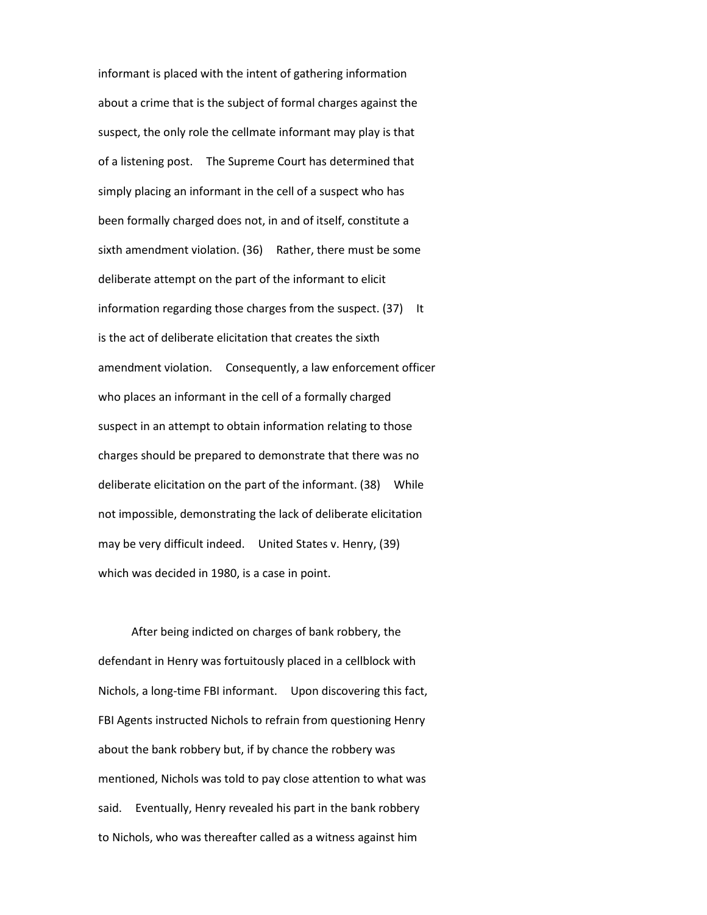informant is placed with the intent of gathering information about a crime that is the subject of formal charges against the suspect, the only role the cellmate informant may play is that of a listening post. The Supreme Court has determined that simply placing an informant in the cell of a suspect who has been formally charged does not, in and of itself, constitute a sixth amendment violation. (36) Rather, there must be some deliberate attempt on the part of the informant to elicit information regarding those charges from the suspect. (37) It is the act of deliberate elicitation that creates the sixth amendment violation. Consequently, a law enforcement officer who places an informant in the cell of a formally charged suspect in an attempt to obtain information relating to those charges should be prepared to demonstrate that there was no deliberate elicitation on the part of the informant. (38) While not impossible, demonstrating the lack of deliberate elicitation may be very difficult indeed. United States v. Henry, (39) which was decided in 1980, is a case in point.

After being indicted on charges of bank robbery, the defendant in Henry was fortuitously placed in a cellblock with Nichols, a long-time FBI informant. Upon discovering this fact, FBI Agents instructed Nichols to refrain from questioning Henry about the bank robbery but, if by chance the robbery was mentioned, Nichols was told to pay close attention to what was said. Eventually, Henry revealed his part in the bank robbery to Nichols, who was thereafter called as a witness against him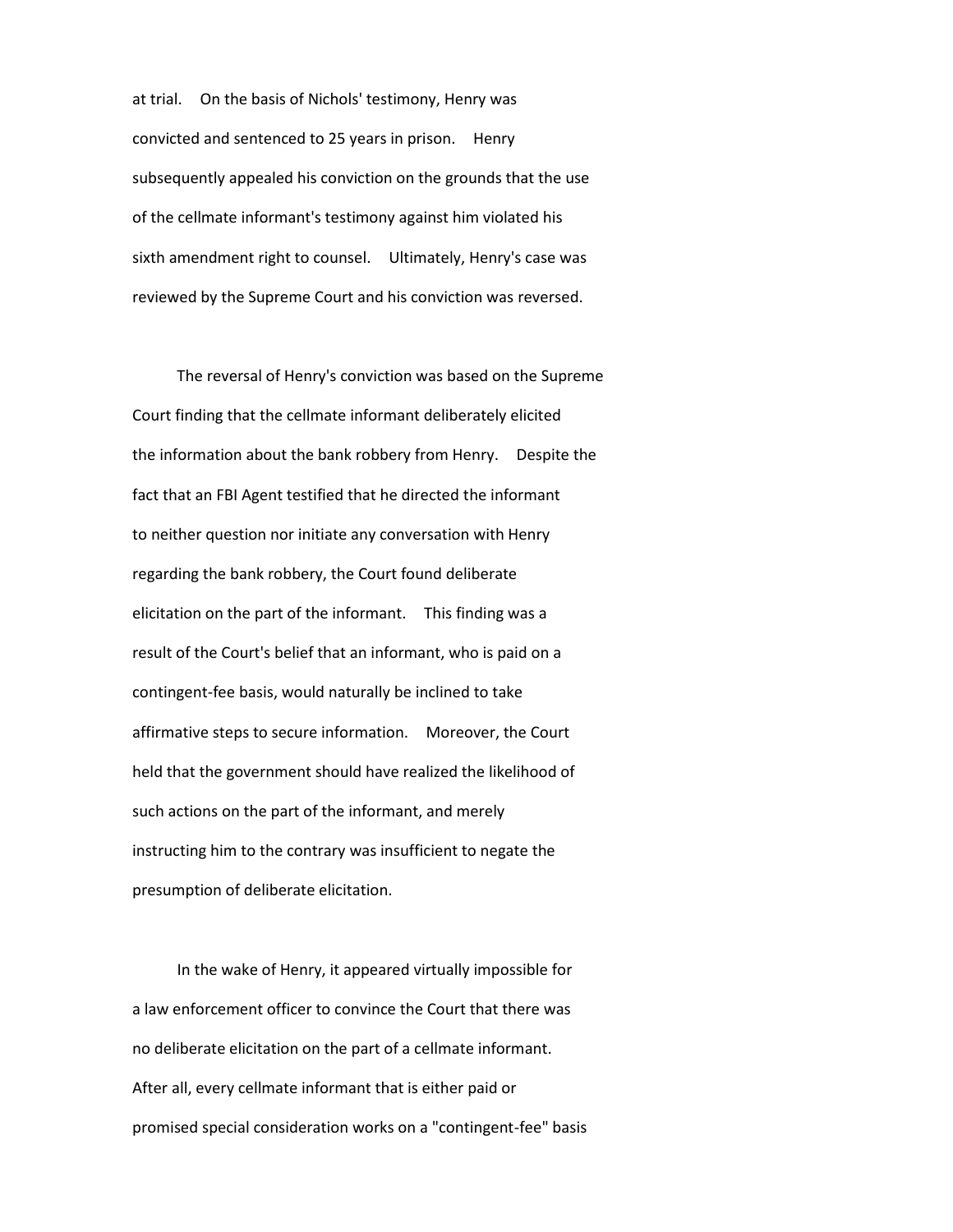at trial. On the basis of Nichols' testimony, Henry was convicted and sentenced to 25 years in prison. Henry subsequently appealed his conviction on the grounds that the use of the cellmate informant's testimony against him violated his sixth amendment right to counsel. Ultimately, Henry's case was reviewed by the Supreme Court and his conviction was reversed.

The reversal of Henry's conviction was based on the Supreme Court finding that the cellmate informant deliberately elicited the information about the bank robbery from Henry. Despite the fact that an FBI Agent testified that he directed the informant to neither question nor initiate any conversation with Henry regarding the bank robbery, the Court found deliberate elicitation on the part of the informant. This finding was a result of the Court's belief that an informant, who is paid on a contingent-fee basis, would naturally be inclined to take affirmative steps to secure information. Moreover, the Court held that the government should have realized the likelihood of such actions on the part of the informant, and merely instructing him to the contrary was insufficient to negate the presumption of deliberate elicitation.

In the wake of Henry, it appeared virtually impossible for a law enforcement officer to convince the Court that there was no deliberate elicitation on the part of a cellmate informant. After all, every cellmate informant that is either paid or promised special consideration works on a "contingent-fee" basis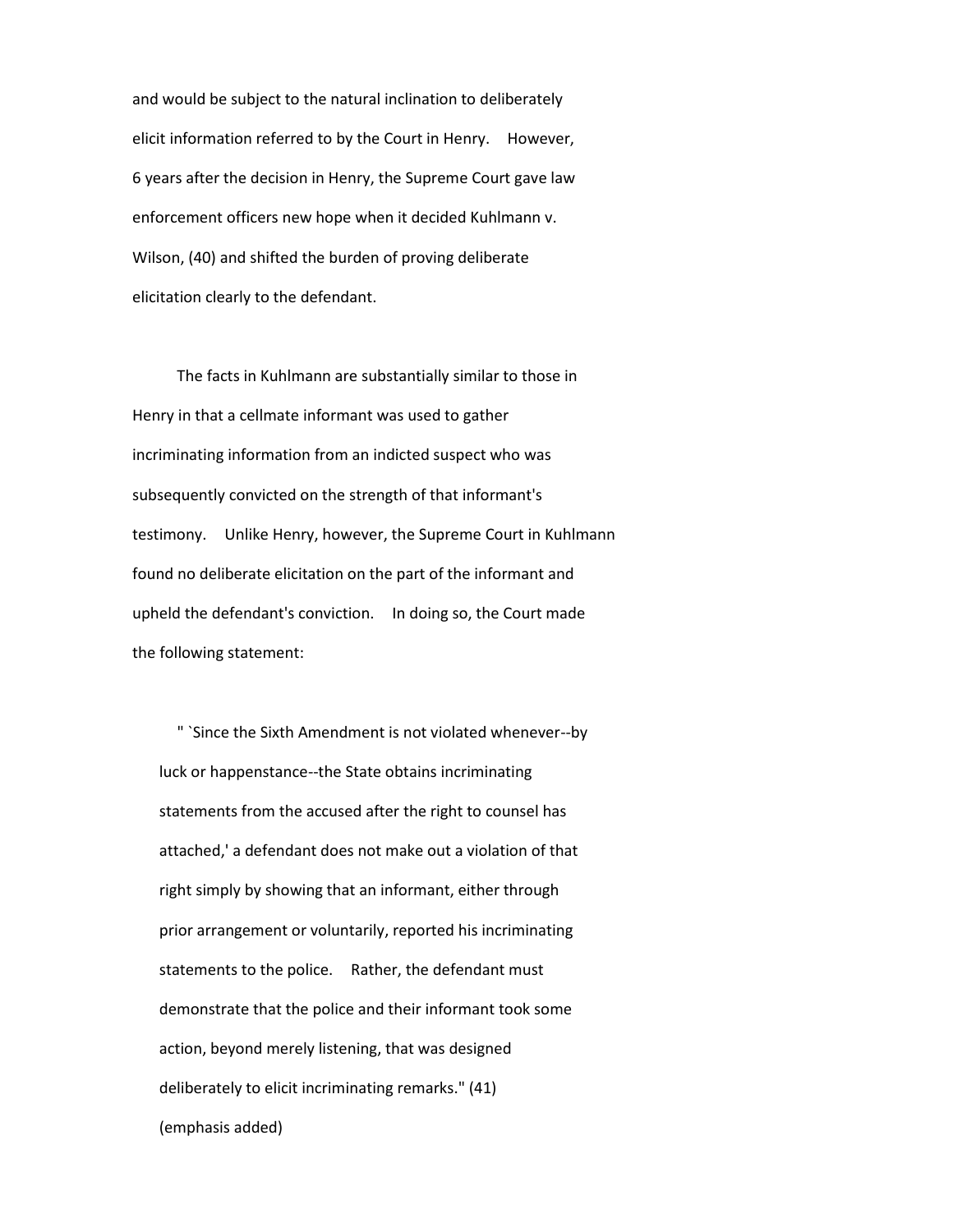and would be subject to the natural inclination to deliberately elicit information referred to by the Court in Henry. However, 6 years after the decision in Henry, the Supreme Court gave law enforcement officers new hope when it decided Kuhlmann v. Wilson, (40) and shifted the burden of proving deliberate elicitation clearly to the defendant.

The facts in Kuhlmann are substantially similar to those in Henry in that a cellmate informant was used to gather incriminating information from an indicted suspect who was subsequently convicted on the strength of that informant's testimony. Unlike Henry, however, the Supreme Court in Kuhlmann found no deliberate elicitation on the part of the informant and upheld the defendant's conviction. In doing so, the Court made the following statement:

> " `Since the Sixth Amendment is not violated whenever--by luck or happenstance--the State obtains incriminating statements from the accused after the right to counsel has attached,' a defendant does not make out a violation of that right simply by showing that an informant, either through prior arrangement or voluntarily, reported his incriminating statements to the police. Rather, the defendant must demonstrate that the police and their informant took some action, beyond merely listening, that was designed deliberately to elicit incriminating remarks." (41) (emphasis added)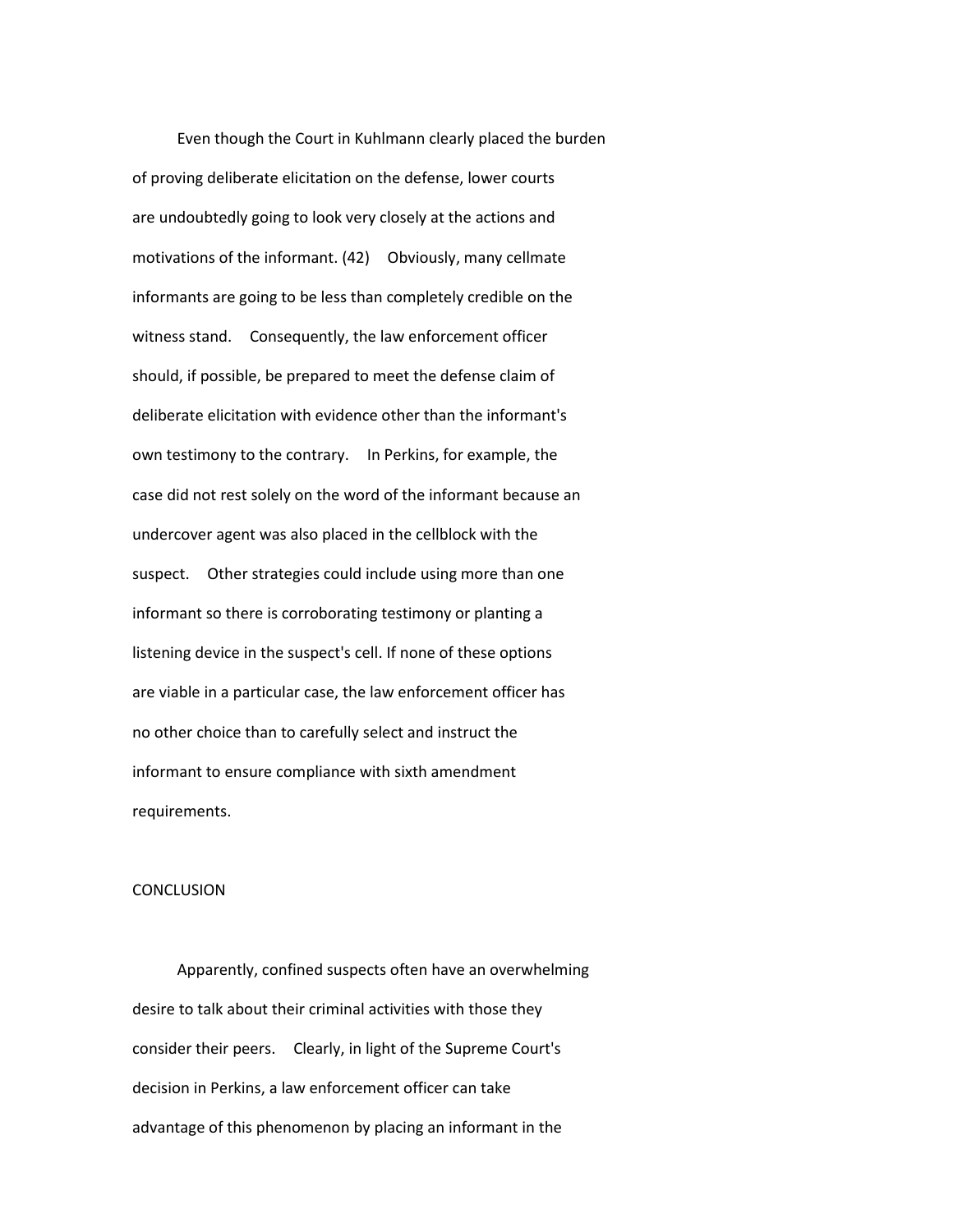Even though the Court in Kuhlmann clearly placed the burden of proving deliberate elicitation on the defense, lower courts are undoubtedly going to look very closely at the actions and motivations of the informant. (42) Obviously, many cellmate informants are going to be less than completely credible on the witness stand. Consequently, the law enforcement officer should, if possible, be prepared to meet the defense claim of deliberate elicitation with evidence other than the informant's own testimony to the contrary. In Perkins, for example, the case did not rest solely on the word of the informant because an undercover agent was also placed in the cellblock with the suspect. Other strategies could include using more than one informant so there is corroborating testimony or planting a listening device in the suspect's cell. If none of these options are viable in a particular case, the law enforcement officer has no other choice than to carefully select and instruct the informant to ensure compliance with sixth amendment requirements.

## CONCLUSION

Apparently, confined suspects often have an overwhelming desire to talk about their criminal activities with those they consider their peers. Clearly, in light of the Supreme Court's decision in Perkins, a law enforcement officer can take advantage of this phenomenon by placing an informant in the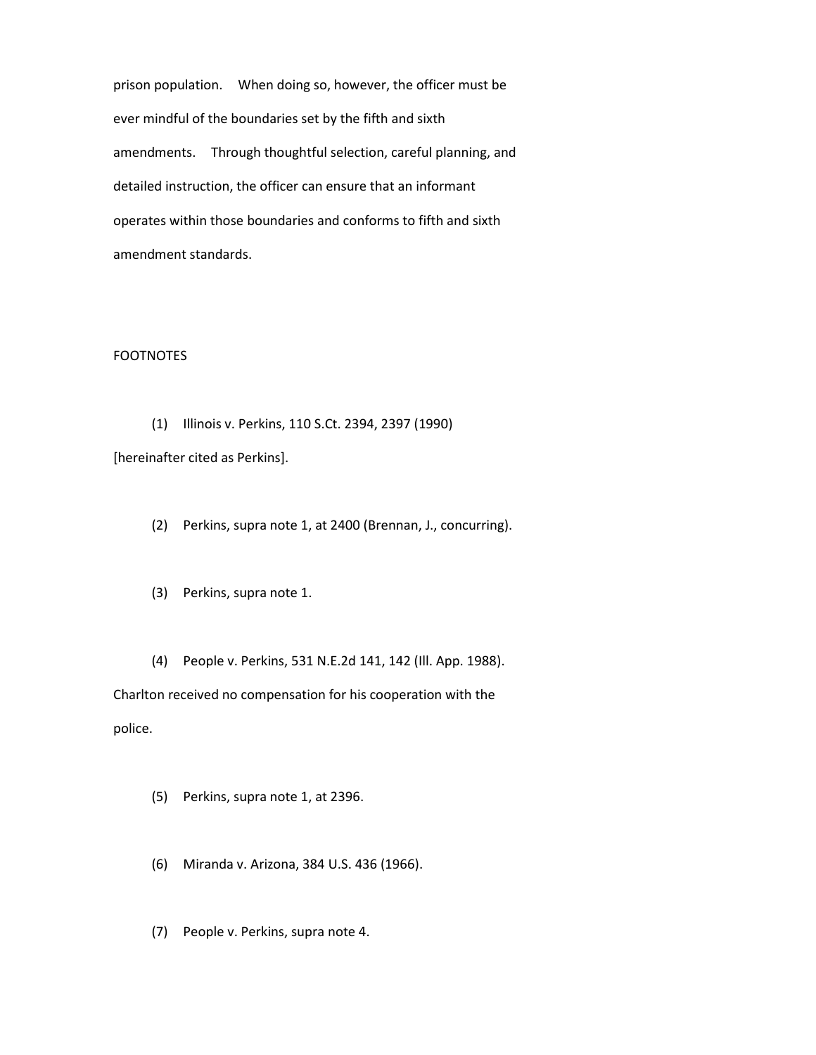prison population. When doing so, however, the officer must be ever mindful of the boundaries set by the fifth and sixth amendments. Through thoughtful selection, careful planning, and detailed instruction, the officer can ensure that an informant operates within those boundaries and conforms to fifth and sixth amendment standards.

FOOTNOTES

(1) Illinois v. Perkins, 110 S.Ct. 2394, 2397 (1990) [hereinafter cited as Perkins].

(2) Perkins, supra note 1, at 2400 (Brennan, J., concurring).

(3) Perkins, supra note 1.

(4) People v. Perkins, 531 N.E.2d 141, 142 (Ill. App. 1988). Charlton received no compensation for his cooperation with the police.

(5) Perkins, supra note 1, at 2396.

(6) Miranda v. Arizona, 384 U.S. 436 (1966).

(7) People v. Perkins, supra note 4.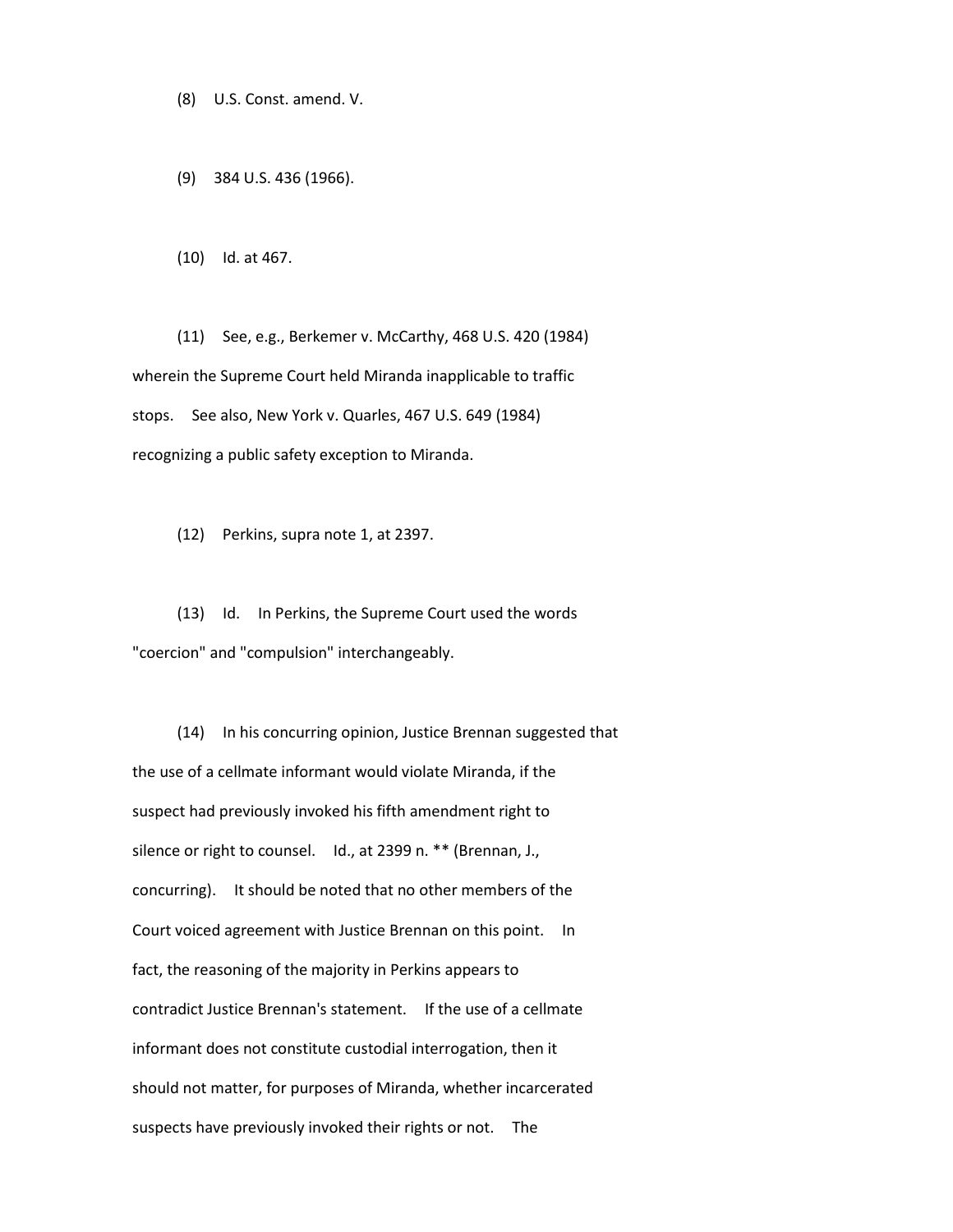(8) U.S. Const. amend. V.

(9) 384 U.S. 436 (1966).

(10) Id. at 467.

(11) See, e.g., Berkemer v. McCarthy, 468 U.S. 420 (1984) wherein the Supreme Court held Miranda inapplicable to traffic stops. See also, New York v. Quarles, 467 U.S. 649 (1984) recognizing a public safety exception to Miranda.

(12) Perkins, supra note 1, at 2397.

(13) Id. In Perkins, the Supreme Court used the words "coercion" and "compulsion" interchangeably.

(14) In his concurring opinion, Justice Brennan suggested that the use of a cellmate informant would violate Miranda, if the suspect had previously invoked his fifth amendment right to silence or right to counsel. Id., at 2399 n. ** (Brennan, J., concurring). It should be noted that no other members of the Court voiced agreement with Justice Brennan on this point. In fact, the reasoning of the majority in Perkins appears to contradict Justice Brennan's statement. If the use of a cellmate informant does not constitute custodial interrogation, then it should not matter, for purposes of Miranda, whether incarcerated suspects have previously invoked their rights or not. The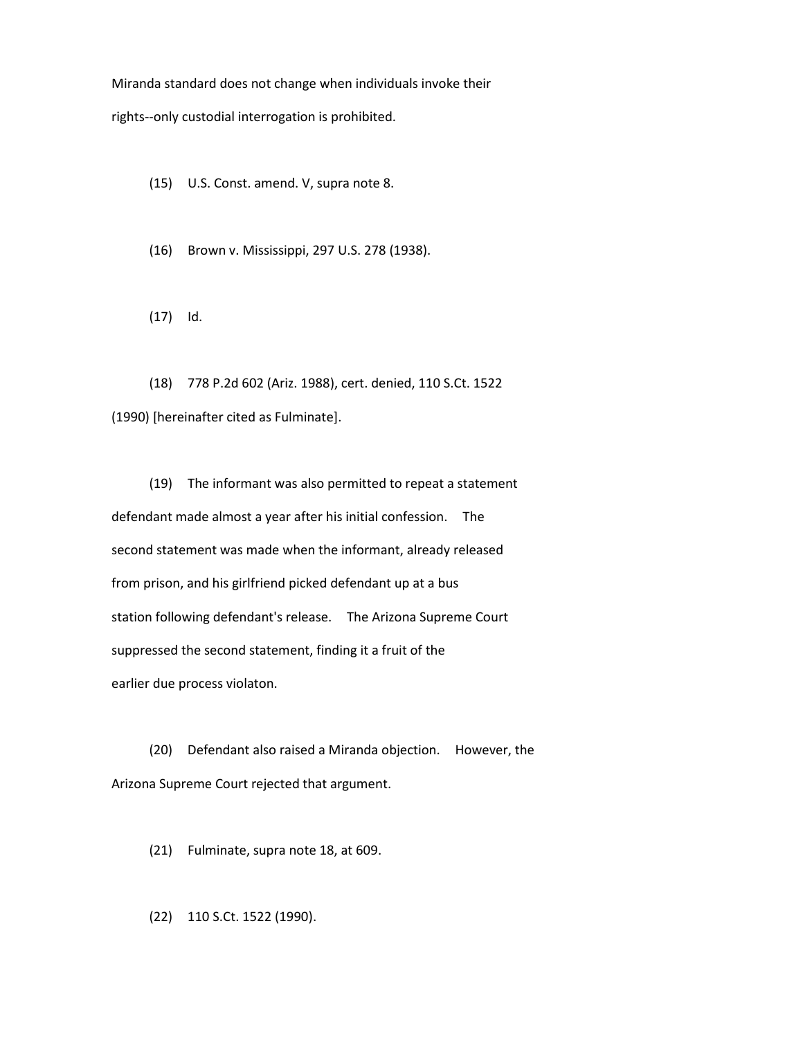Miranda standard does not change when individuals invoke their rights--only custodial interrogation is prohibited.

(15) U.S. Const. amend. V, supra note 8.

(16) Brown v. Mississippi, 297 U.S. 278 (1938).

(17) Id.

(18) 778 P.2d 602 (Ariz. 1988), cert. denied, 110 S.Ct. 1522 (1990) [hereinafter cited as Fulminate].

(19) The informant was also permitted to repeat a statement defendant made almost a year after his initial confession. The second statement was made when the informant, already released from prison, and his girlfriend picked defendant up at a bus station following defendant's release. The Arizona Supreme Court suppressed the second statement, finding it a fruit of the earlier due process violaton.

(20) Defendant also raised a Miranda objection. However, the Arizona Supreme Court rejected that argument.

(21) Fulminate, supra note 18, at 609.

(22) 110 S.Ct. 1522 (1990).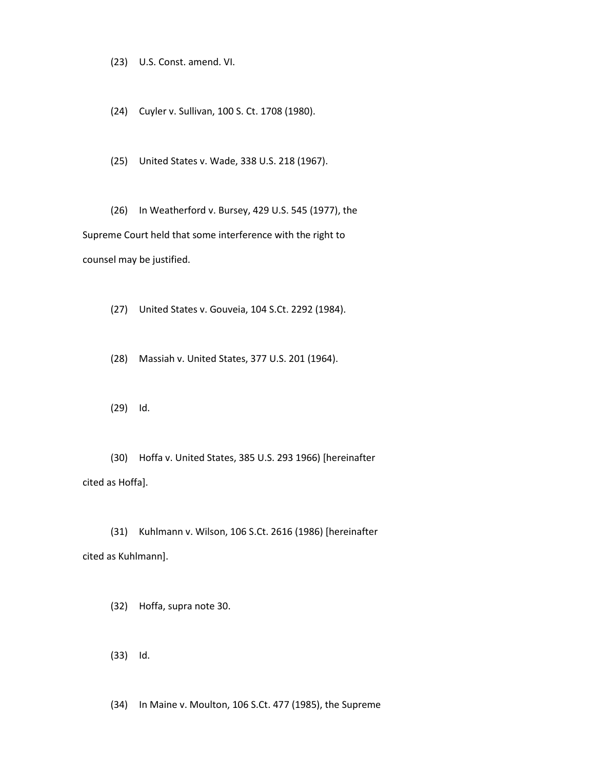(23) U.S. Const. amend. VI.

(24) Cuyler v. Sullivan, 100 S. Ct. 1708 (1980).

(25) United States v. Wade, 338 U.S. 218 (1967).

(26) In Weatherford v. Bursey, 429 U.S. 545 (1977), the Supreme Court held that some interference with the right to counsel may be justified.

(27) United States v. Gouveia, 104 S.Ct. 2292 (1984).

(28) Massiah v. United States, 377 U.S. 201 (1964).

(29) Id.

(30) Hoffa v. United States, 385 U.S. 293 1966) [hereinafter cited as Hoffa].

(31) Kuhlmann v. Wilson, 106 S.Ct. 2616 (1986) [hereinafter cited as Kuhlmann].

(32) Hoffa, supra note 30.

(33) Id.

(34) In Maine v. Moulton, 106 S.Ct. 477 (1985), the Supreme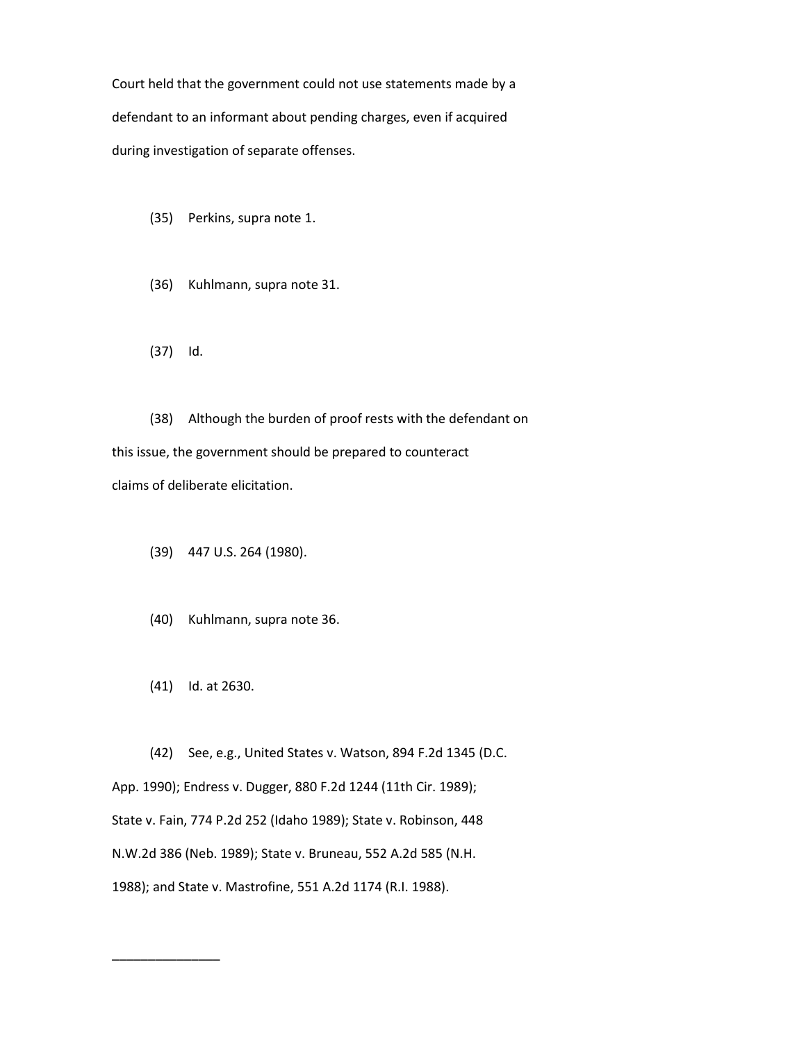Court held that the government could not use statements made by a defendant to an informant about pending charges, even if acquired during investigation of separate offenses.

(35) Perkins, supra note 1.

(36) Kuhlmann, supra note 31.

(37) Id.

(38) Although the burden of proof rests with the defendant on this issue, the government should be prepared to counteract claims of deliberate elicitation.

(39) 447 U.S. 264 (1980).

(40) Kuhlmann, supra note 36.

(41) Id. at 2630.

(42) See, e.g., United States v. Watson, 894 F.2d 1345 (D.C. App. 1990); Endress v. Dugger, 880 F.2d 1244 (11th Cir. 1989); State v. Fain, 774 P.2d 252 (Idaho 1989); State v. Robinson, 448 N.W.2d 386 (Neb. 1989); State v. Bruneau, 552 A.2d 585 (N.H. 1988); and State v. Mastrofine, 551 A.2d 1174 (R.I. 1988).

_______________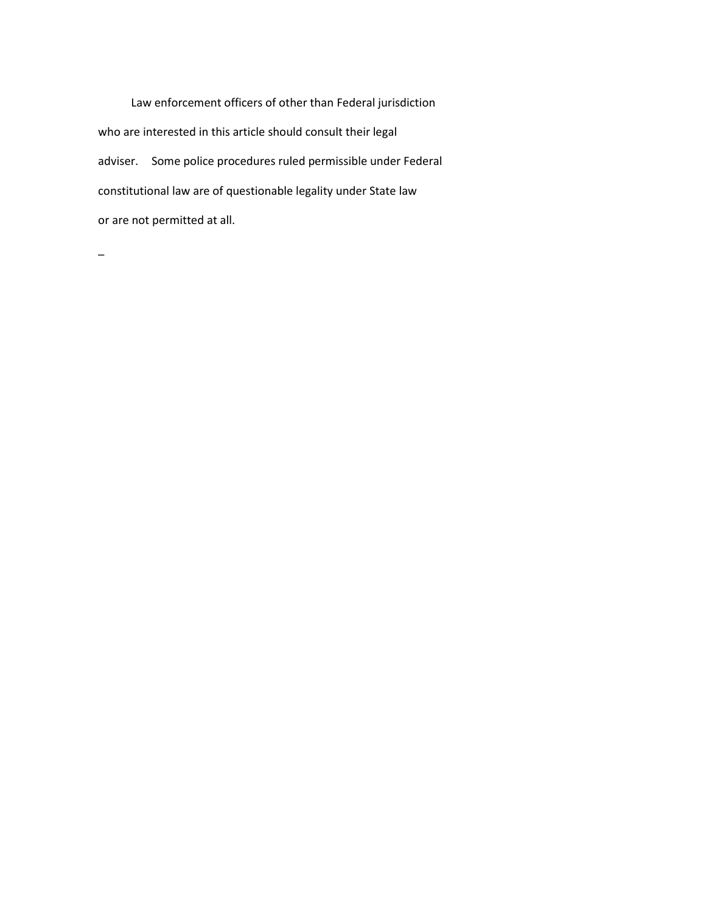Law enforcement officers of other than Federal jurisdiction who are interested in this article should consult their legal adviser. Some police procedures ruled permissible under Federal constitutional law are of questionable legality under State law or are not permitted at all.

_